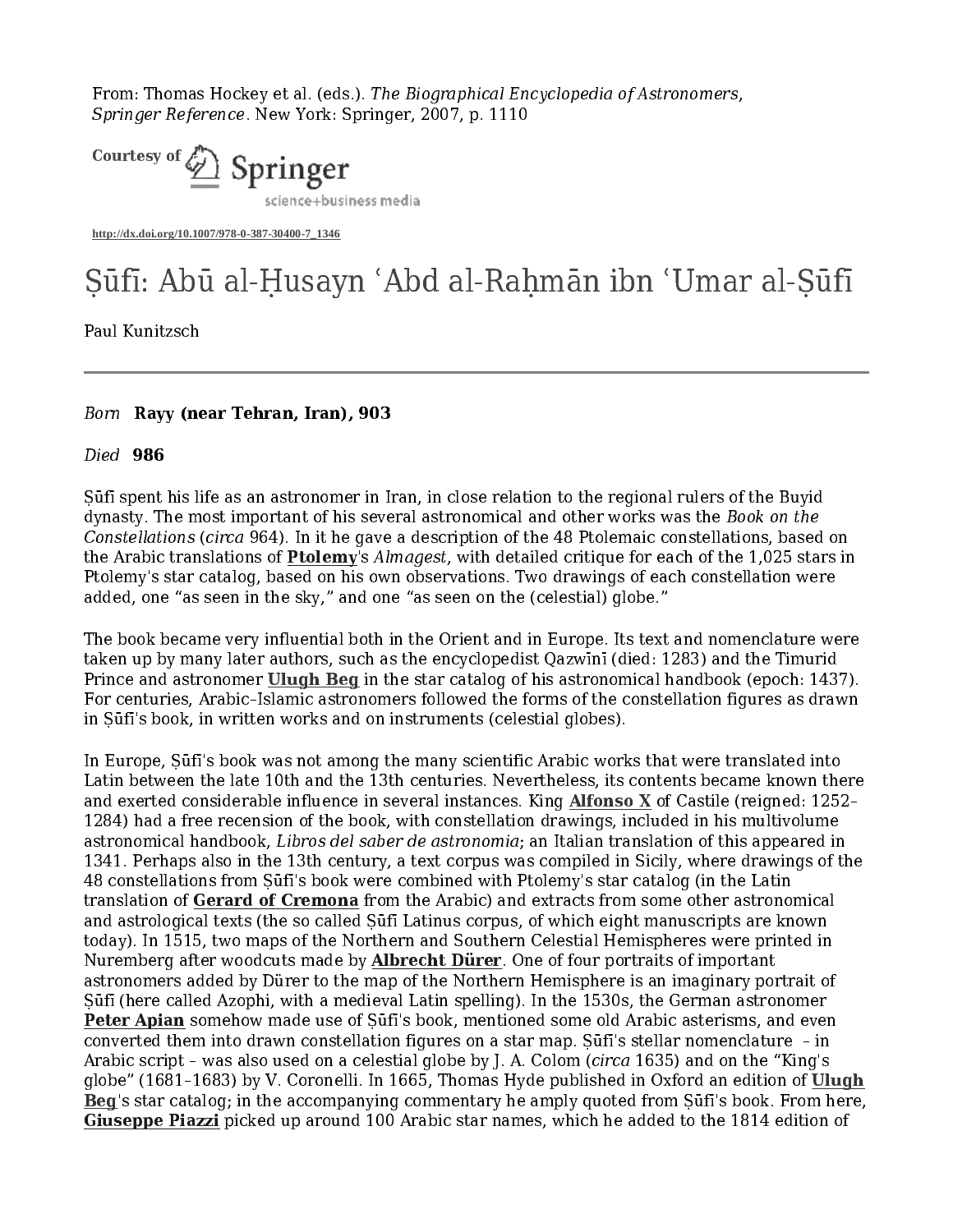From: Thomas Hockey et al. (eds.). *The Biographical Encyclopedia of Astronomers, Springer Reference*. New York: Springer, 2007, p. 1110

Courtesy of Springer science+business media

http://dx.doi.org/10.1007/978-0-387-30400-7_1346

# Ṣūfī: Abū al-Ḥusayn ʿAbd al-Raḥmān ibn ʿUmar al-Ṣūfī

Paul Kunitzsch

---

*Born* **Rayy (near Tehran, Iran), 903**

*Died* **986**

Ṣūfī spent his life as an astronomer in Iran, in close relation to the regional rulers of the Buyid dynasty. The most important of his several astronomical and other works was the *Book on the Constellations* (*circa* 964). In it he gave a description of the 48 Ptolemaic constellations, based on the Arabic translations of **Ptolemy**'s *Almagest*, with detailed critique for each of the 1,025 stars in Ptolemy's star catalog, based on his own observations. Two drawings of each constellation were added, one "as seen in the sky," and one "as seen on the (celestial) globe."

The book became very influential both in the Orient and in Europe. Its text and nomenclature were taken up by many later authors, such as the encyclopedist Qazwīnī (died: 1283) and the Timurid Prince and astronomer **Ulugh Beg** in the star catalog of his astronomical handbook (epoch: 1437). For centuries, Arabic–Islamic astronomers followed the forms of the constellation figures as drawn in Ṣūfī's book, in written works and on instruments (celestial globes).

In Europe, Ṣūfī's book was not among the many scientific Arabic works that were translated into Latin between the late 10th and the 13th centuries. Nevertheless, its contents became known there and exerted considerable influence in several instances. King **Alfonso X** of Castile (reigned: 1252–1284) had a free recension of the book, with constellation drawings, included in his multivolume astronomical handbook, *Libros del saber de astronomia*; an Italian translation of this appeared in 1341. Perhaps also in the 13th century, a text corpus was compiled in Sicily, where drawings of the 48 constellations from Ṣūfī's book were combined with Ptolemy's star catalog (in the Latin translation of **Gerard of Cremona** from the Arabic) and extracts from some other astronomical and astrological texts (the so called Ṣūfī Latinus corpus, of which eight manuscripts are known today). In 1515, two maps of the Northern and Southern Celestial Hemispheres were printed in Nuremberg after woodcuts made by **Albrecht Dürer**. One of four portraits of important astronomers added by Dürer to the map of the Northern Hemisphere is an imaginary portrait of Ṣūfī (here called Azophi, with a medieval Latin spelling). In the 1530s, the German astronomer **Peter Apian** somehow made use of Ṣūfī's book, mentioned some old Arabic asterisms, and even converted them into drawn constellation figures on a star map. Ṣūfī's stellar nomenclature – in Arabic script – was also used on a celestial globe by J. A. Colom (*circa* 1635) and on the "King's globe" (1681–1683) by V. Coronelli. In 1665, Thomas Hyde published in Oxford an edition of **Ulugh Beg**'s star catalog; in the accompanying commentary he amply quoted from Ṣūfī's book. From here, **Giuseppe Piazzi** picked up around 100 Arabic star names, which he added to the 1814 edition of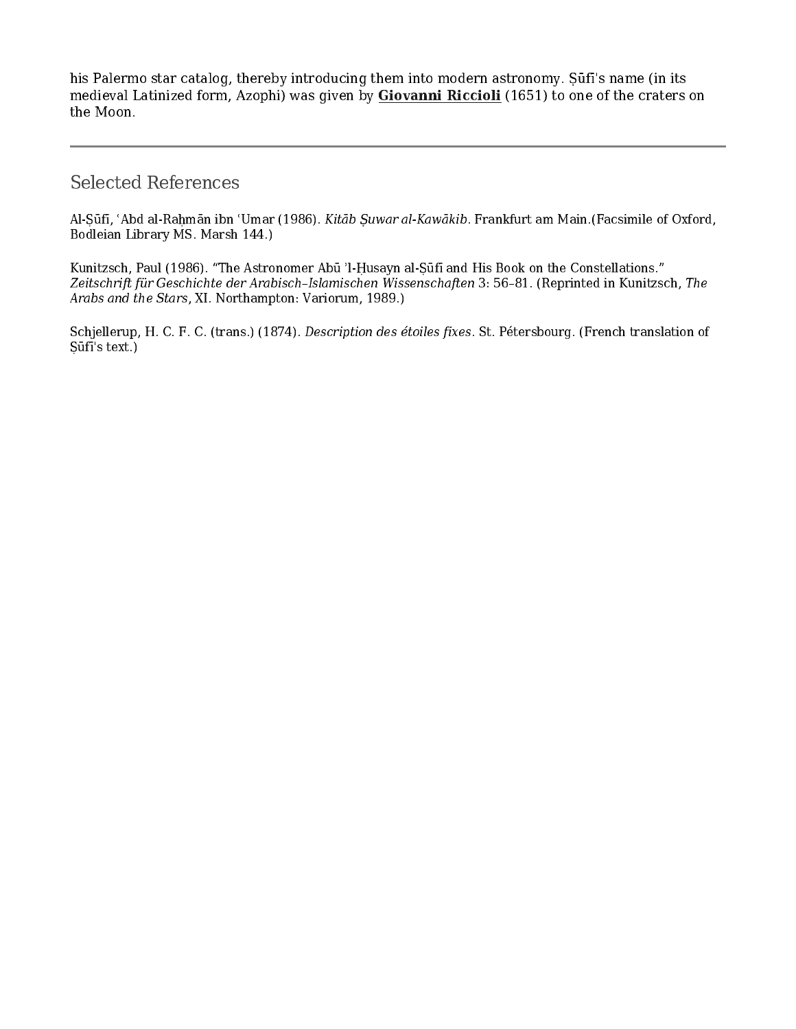his Palermo star catalog, thereby introducing them into modern astronomy. Ṣūfī's name (in its medieval Latinized form, Azophi) was given by **Giovanni Riccioli** (1651) to one of the craters on the Moon.

---

## Selected References

Al-Ṣūfī, ʿAbd al-Raḥmān ibn ʿUmar (1986). *Kitāb Ṣuwar al-Kawākib*. Frankfurt am Main.(Facsimile of Oxford, Bodleian Library MS. Marsh 144.)

Kunitzsch, Paul (1986). "The Astronomer Abū ʾl-Ḥusayn al-Ṣūfī and His Book on the Constellations." *Zeitschrift für Geschichte der Arabisch–Islamischen Wissenschaften* 3: 56–81. (Reprinted in Kunitzsch, *The Arabs and the Stars*, XI. Northampton: Variorum, 1989.)

Schjellerup, H. C. F. C. (trans.) (1874). *Description des étoiles fixes*. St. Pétersbourg. (French translation of Ṣūfī's text.)